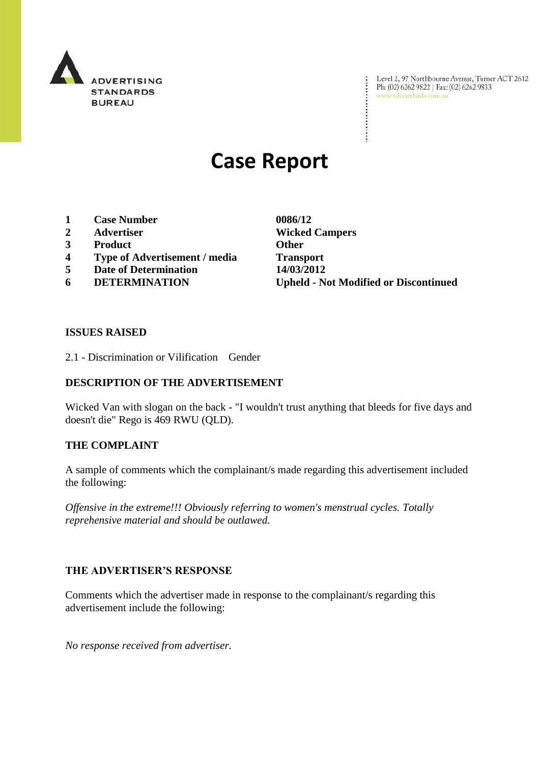ADVERTISING STANDARDS BUREAU

Level 2, 97 Northbourne Avenue, Turner ACT 2612
Ph: (02) 6262 9822 | Fax: (02) 6262 9833
www.adstandards.com.au

# Case Report

| | | |
|---|---|---|
| **1** | **Case Number** | **0086/12** |
| **2** | **Advertiser** | **Wicked Campers** |
| **3** | **Product** | **Other** |
| **4** | **Type of Advertisement / media** | **Transport** |
| **5** | **Date of Determination** | **14/03/2012** |
| **6** | **DETERMINATION** | **Upheld - Not Modified or Discontinued** |

### ISSUES RAISED

2.1 - Discrimination or Vilification Gender

### DESCRIPTION OF THE ADVERTISEMENT

Wicked Van with slogan on the back - "I wouldn't trust anything that bleeds for five days and doesn't die" Rego is 469 RWU (QLD).

### THE COMPLAINT

A sample of comments which the complainant/s made regarding this advertisement included the following:

*Offensive in the extreme!!! Obviously referring to women's menstrual cycles. Totally reprehensive material and should be outlawed.*

### THE ADVERTISER'S RESPONSE

Comments which the advertiser made in response to the complainant/s regarding this advertisement include the following:

*No response received from advertiser.*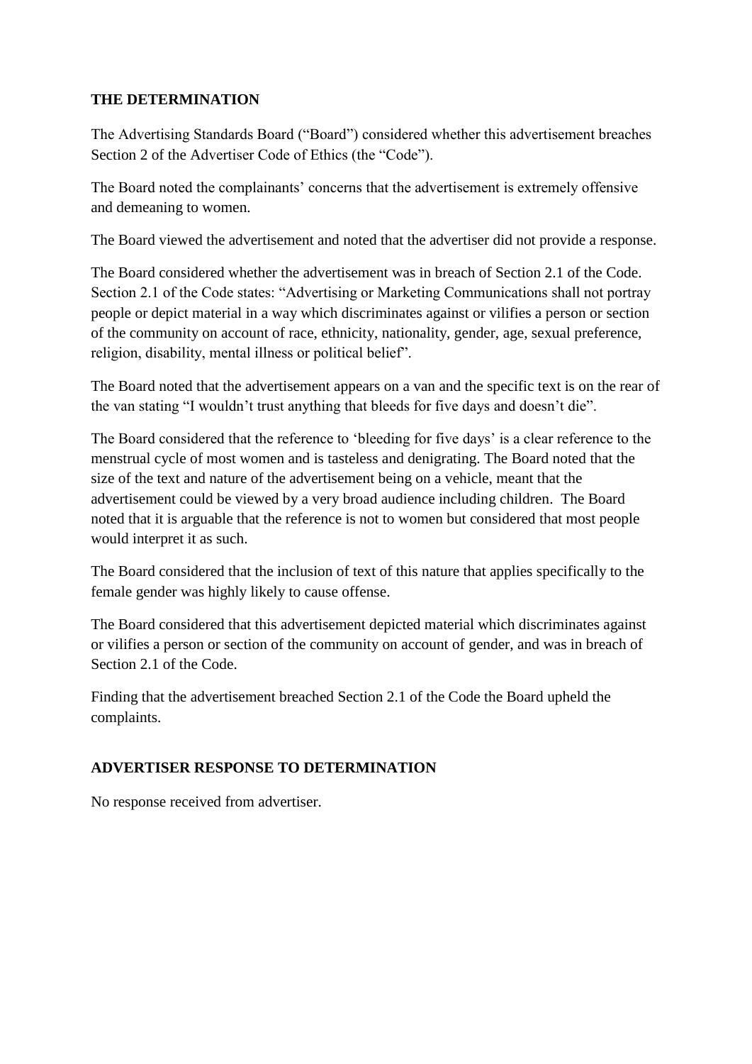## THE DETERMINATION

The Advertising Standards Board ("Board") considered whether this advertisement breaches Section 2 of the Advertiser Code of Ethics (the "Code").

The Board noted the complainants' concerns that the advertisement is extremely offensive and demeaning to women.

The Board viewed the advertisement and noted that the advertiser did not provide a response.

The Board considered whether the advertisement was in breach of Section 2.1 of the Code. Section 2.1 of the Code states: "Advertising or Marketing Communications shall not portray people or depict material in a way which discriminates against or vilifies a person or section of the community on account of race, ethnicity, nationality, gender, age, sexual preference, religion, disability, mental illness or political belief".

The Board noted that the advertisement appears on a van and the specific text is on the rear of the van stating "I wouldn't trust anything that bleeds for five days and doesn't die".

The Board considered that the reference to 'bleeding for five days' is a clear reference to the menstrual cycle of most women and is tasteless and denigrating. The Board noted that the size of the text and nature of the advertisement being on a vehicle, meant that the advertisement could be viewed by a very broad audience including children. The Board noted that it is arguable that the reference is not to women but considered that most people would interpret it as such.

The Board considered that the inclusion of text of this nature that applies specifically to the female gender was highly likely to cause offense.

The Board considered that this advertisement depicted material which discriminates against or vilifies a person or section of the community on account of gender, and was in breach of Section 2.1 of the Code.

Finding that the advertisement breached Section 2.1 of the Code the Board upheld the complaints.

## ADVERTISER RESPONSE TO DETERMINATION

No response received from advertiser.